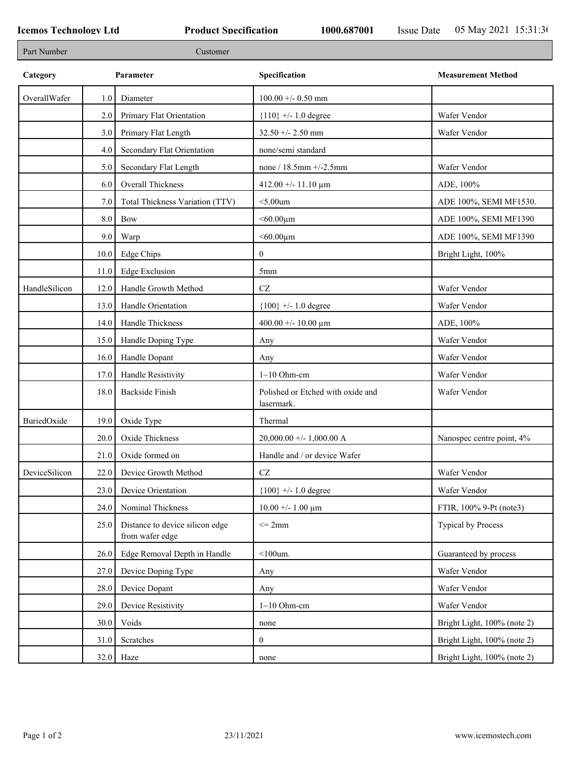**Icemos Technology Ltd** **Product Specification** **1000.687001** Issue Date 05 May 2021 15:31:30

| Part Number | Customer |
|---|---|

| Category | | Parameter | Specification | Measurement Method |
|---|---|---|---|---|
| OverallWafer | 1.0 | Diameter | 100.00 +/- 0.50 mm | |
| | 2.0 | Primary Flat Orientation | {110} +/- 1.0 degree | Wafer Vendor |
| | 3.0 | Primary Flat Length | 32.50 +/- 2.50 mm | Wafer Vendor |
| | 4.0 | Secondary Flat Orientation | none/semi standard | |
| | 5.0 | Secondary Flat Length | none / 18.5mm +/-2.5mm | Wafer Vendor |
| | 6.0 | Overall Thickness | 412.00 +/- 11.10 µm | ADE, 100% |
| | 7.0 | Total Thickness Variation (TTV) | <5.00um | ADE 100%, SEMI MF1530. |
| | 8.0 | Bow | <60.00µm | ADE 100%, SEMI MF1390 |
| | 9.0 | Warp | <60.00µm | ADE 100%, SEMI MF1390 |
| | 10.0 | Edge Chips | 0 | Bright Light, 100% |
| | 11.0 | Edge Exclusion | 5mm | |
| HandleSilicon | 12.0 | Handle Growth Method | CZ | Wafer Vendor |
| | 13.0 | Handle Orientation | {100} +/- 1.0 degree | Wafer Vendor |
| | 14.0 | Handle Thickness | 400.00 +/- 10.00 µm | ADE, 100% |
| | 15.0 | Handle Doping Type | Any | Wafer Vendor |
| | 16.0 | Handle Dopant | Any | Wafer Vendor |
| | 17.0 | Handle Resistivity | 1~10 Ohm-cm | Wafer Vendor |
| | 18.0 | Backside Finish | Polished or Etched with oxide and lasermark. | Wafer Vendor |
| BuriedOxide | 19.0 | Oxide Type | Thermal | |
| | 20.0 | Oxide Thickness | 20,000.00 +/- 1,000.00 A | Nanospec centre point, 4% |
| | 21.0 | Oxide formed on | Handle and / or device Wafer | |
| DeviceSilicon | 22.0 | Device Growth Method | CZ | Wafer Vendor |
| | 23.0 | Device Orientation | {100} +/- 1.0 degree | Wafer Vendor |
| | 24.0 | Nominal Thickness | 10.00 +/- 1.00 µm | FTIR, 100% 9-Pt (note3) |
| | 25.0 | Distance to device silicon edge from wafer edge | <= 2mm | Typical by Process |
| | 26.0 | Edge Removal Depth in Handle | <100um. | Guaranteed by process |
| | 27.0 | Device Doping Type | Any | Wafer Vendor |
| | 28.0 | Device Dopant | Any | Wafer Vendor |
| | 29.0 | Device Resistivity | 1~10 Ohm-cm | Wafer Vendor |
| | 30.0 | Voids | none | Bright Light, 100% (note 2) |
| | 31.0 | Scratches | 0 | Bright Light, 100% (note 2) |
| | 32.0 | Haze | none | Bright Light, 100% (note 2) |

23/11/2021 www.icemostech.com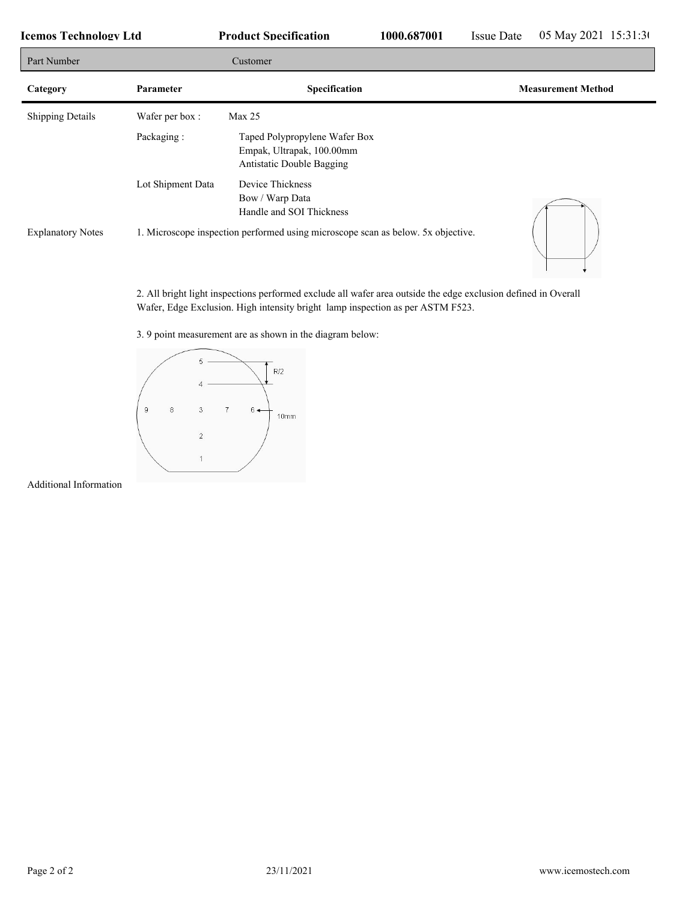| Part Number | | Customer | |
|---|---|---|---|
| **Category** | **Parameter** | **Specification** | **Measurement Method** |
| Shipping Details | Wafer per box : | Max 25 | |
| | Packaging : | Taped Polypropylene Wafer Box<br>Empak, Ultrapak, 100.00mm<br>Antistatic Double Bagging | |
| | Lot Shipment Data | Device Thickness<br>Bow / Warp Data<br>Handle and SOI Thickness | |
| Explanatory Notes | 1. Microscope inspection performed using microscope scan as below. 5x objective. | | |

2. All bright light inspections performed exclude all wafer area outside the edge exclusion defined in Overall Wafer, Edge Exclusion. High intensity bright lamp inspection as per ASTM F523.

3. 9 point measurement are as shown in the diagram below:

5
4
R/2
9 8 3 7 6
10mm
2
1

Additional Information